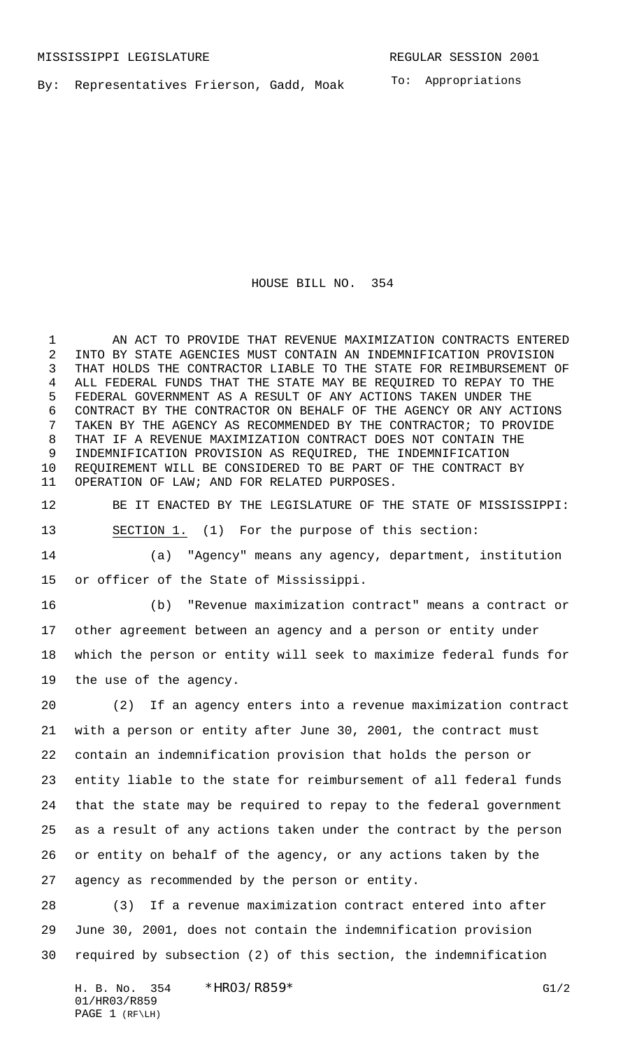MISSISSIPPI LEGISLATURE REGULAR SESSION 2001

By: Representatives Frierson, Gadd, Moak

To: Appropriations

# HOUSE BILL NO. 354

AN ACT TO PROVIDE THAT REVENUE MAXIMIZATION CONTRACTS ENTERED INTO BY STATE AGENCIES MUST CONTAIN AN INDEMNIFICATION PROVISION THAT HOLDS THE CONTRACTOR LIABLE TO THE STATE FOR REIMBURSEMENT OF ALL FEDERAL FUNDS THAT THE STATE MAY BE REQUIRED TO REPAY TO THE FEDERAL GOVERNMENT AS A RESULT OF ANY ACTIONS TAKEN UNDER THE CONTRACT BY THE CONTRACTOR ON BEHALF OF THE AGENCY OR ANY ACTIONS TAKEN BY THE AGENCY AS RECOMMENDED BY THE CONTRACTOR; TO PROVIDE THAT IF A REVENUE MAXIMIZATION CONTRACT DOES NOT CONTAIN THE INDEMNIFICATION PROVISION AS REQUIRED, THE INDEMNIFICATION REQUIREMENT WILL BE CONSIDERED TO BE PART OF THE CONTRACT BY OPERATION OF LAW; AND FOR RELATED PURPOSES.

BE IT ENACTED BY THE LEGISLATURE OF THE STATE OF MISSISSIPPI:

SECTION 1. (1) For the purpose of this section:

(a) "Agency" means any agency, department, institution or officer of the State of Mississippi.

(b) "Revenue maximization contract" means a contract or other agreement between an agency and a person or entity under which the person or entity will seek to maximize federal funds for the use of the agency.

(2) If an agency enters into a revenue maximization contract with a person or entity after June 30, 2001, the contract must contain an indemnification provision that holds the person or entity liable to the state for reimbursement of all federal funds that the state may be required to repay to the federal government as a result of any actions taken under the contract by the person or entity on behalf of the agency, or any actions taken by the agency as recommended by the person or entity.

(3) If a revenue maximization contract entered into after June 30, 2001, does not contain the indemnification provision required by subsection (2) of this section, the indemnification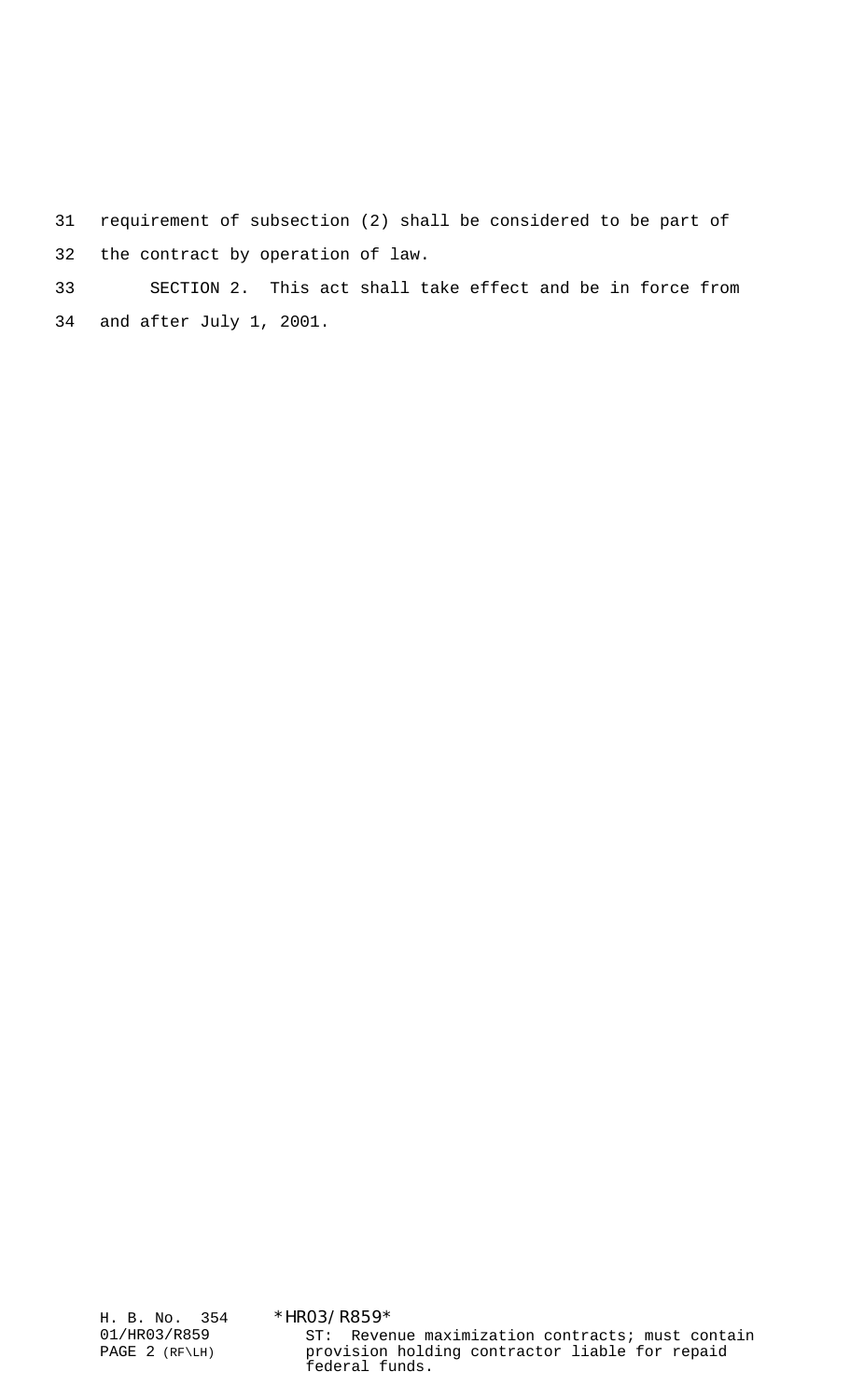requirement of subsection (2) shall be considered to be part of the contract by operation of law.

SECTION 2. This act shall take effect and be in force from and after July 1, 2001.